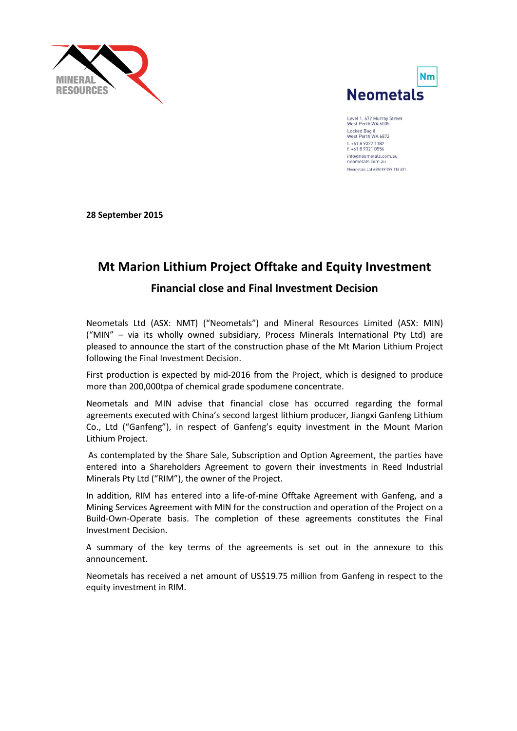MINERAL RESOURCES

Neometals

Level 1, 672 Murray Street
West Perth WA 6005
Locked Bag 8
West Perth WA 6872
t. +61 8 9322 1182
f. +61 8 9321 0556
info@neometals.com.au
neometals.com.au
Neometals Ltd ABN 89 099 116 631

**28 September 2015**

# Mt Marion Lithium Project Offtake and Equity Investment

## Financial close and Final Investment Decision

Neometals Ltd (ASX: NMT) ("Neometals") and Mineral Resources Limited (ASX: MIN) ("MIN" – via its wholly owned subsidiary, Process Minerals International Pty Ltd) are pleased to announce the start of the construction phase of the Mt Marion Lithium Project following the Final Investment Decision.

First production is expected by mid-2016 from the Project, which is designed to produce more than 200,000tpa of chemical grade spodumene concentrate.

Neometals and MIN advise that financial close has occurred regarding the formal agreements executed with China's second largest lithium producer, Jiangxi Ganfeng Lithium Co., Ltd ("Ganfeng"), in respect of Ganfeng's equity investment in the Mount Marion Lithium Project.

As contemplated by the Share Sale, Subscription and Option Agreement, the parties have entered into a Shareholders Agreement to govern their investments in Reed Industrial Minerals Pty Ltd ("RIM"), the owner of the Project.

In addition, RIM has entered into a life-of-mine Offtake Agreement with Ganfeng, and a Mining Services Agreement with MIN for the construction and operation of the Project on a Build-Own-Operate basis. The completion of these agreements constitutes the Final Investment Decision.

A summary of the key terms of the agreements is set out in the annexure to this announcement.

Neometals has received a net amount of US$19.75 million from Ganfeng in respect to the equity investment in RIM.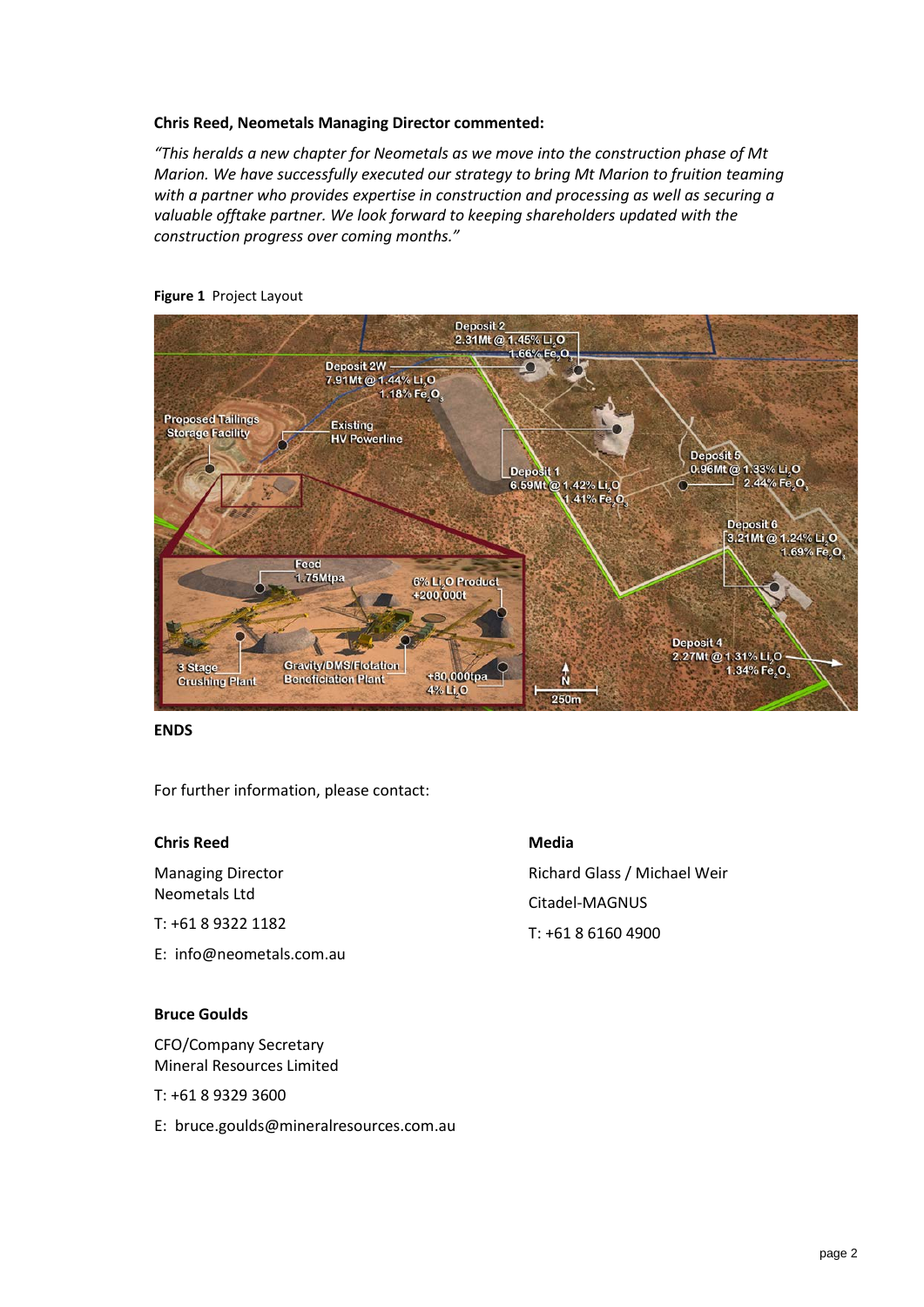**Chris Reed, Neometals Managing Director commented:**

*"This heralds a new chapter for Neometals as we move into the construction phase of Mt Marion. We have successfully executed our strategy to bring Mt Marion to fruition teaming with a partner who provides expertise in construction and processing as well as securing a valuable offtake partner. We look forward to keeping shareholders updated with the construction progress over coming months."*

**Figure 1** Project Layout

**ENDS**

For further information, please contact:

**Chris Reed**

Managing Director
Neometals Ltd

T: +61 8 9322 1182

E: info@neometals.com.au

**Media**

Richard Glass / Michael Weir

Citadel-MAGNUS

T: +61 8 6160 4900

**Bruce Goulds**

CFO/Company Secretary
Mineral Resources Limited

T: +61 8 9329 3600

E: bruce.goulds@mineralresources.com.au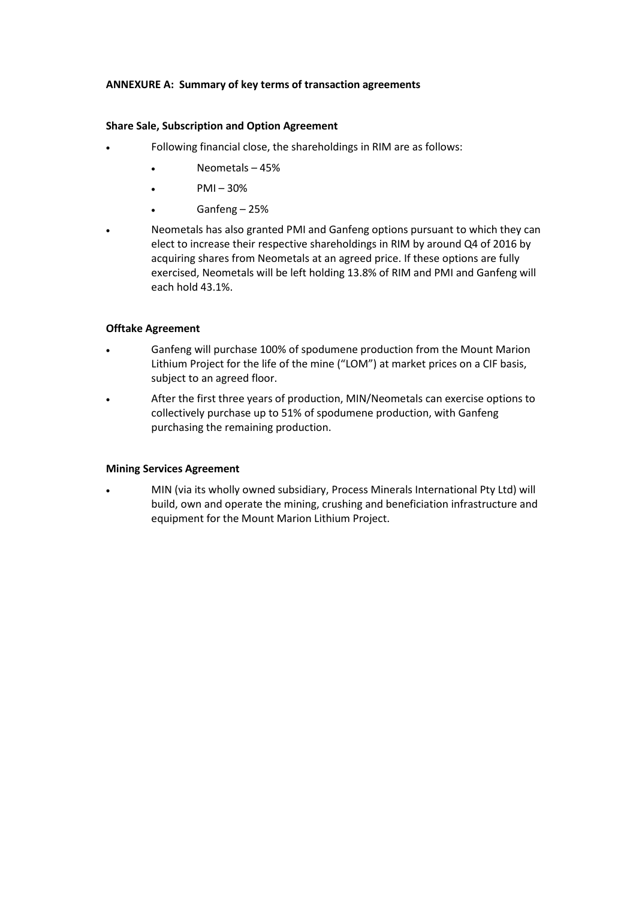**ANNEXURE A: Summary of key terms of transaction agreements**

**Share Sale, Subscription and Option Agreement**

- Following financial close, the shareholdings in RIM are as follows:
  - Neometals – 45%
  - PMI – 30%
  - Ganfeng – 25%
- Neometals has also granted PMI and Ganfeng options pursuant to which they can elect to increase their respective shareholdings in RIM by around Q4 of 2016 by acquiring shares from Neometals at an agreed price. If these options are fully exercised, Neometals will be left holding 13.8% of RIM and PMI and Ganfeng will each hold 43.1%.

**Offtake Agreement**

- Ganfeng will purchase 100% of spodumene production from the Mount Marion Lithium Project for the life of the mine ("LOM") at market prices on a CIF basis, subject to an agreed floor.
- After the first three years of production, MIN/Neometals can exercise options to collectively purchase up to 51% of spodumene production, with Ganfeng purchasing the remaining production.

**Mining Services Agreement**

- MIN (via its wholly owned subsidiary, Process Minerals International Pty Ltd) will build, own and operate the mining, crushing and beneficiation infrastructure and equipment for the Mount Marion Lithium Project.